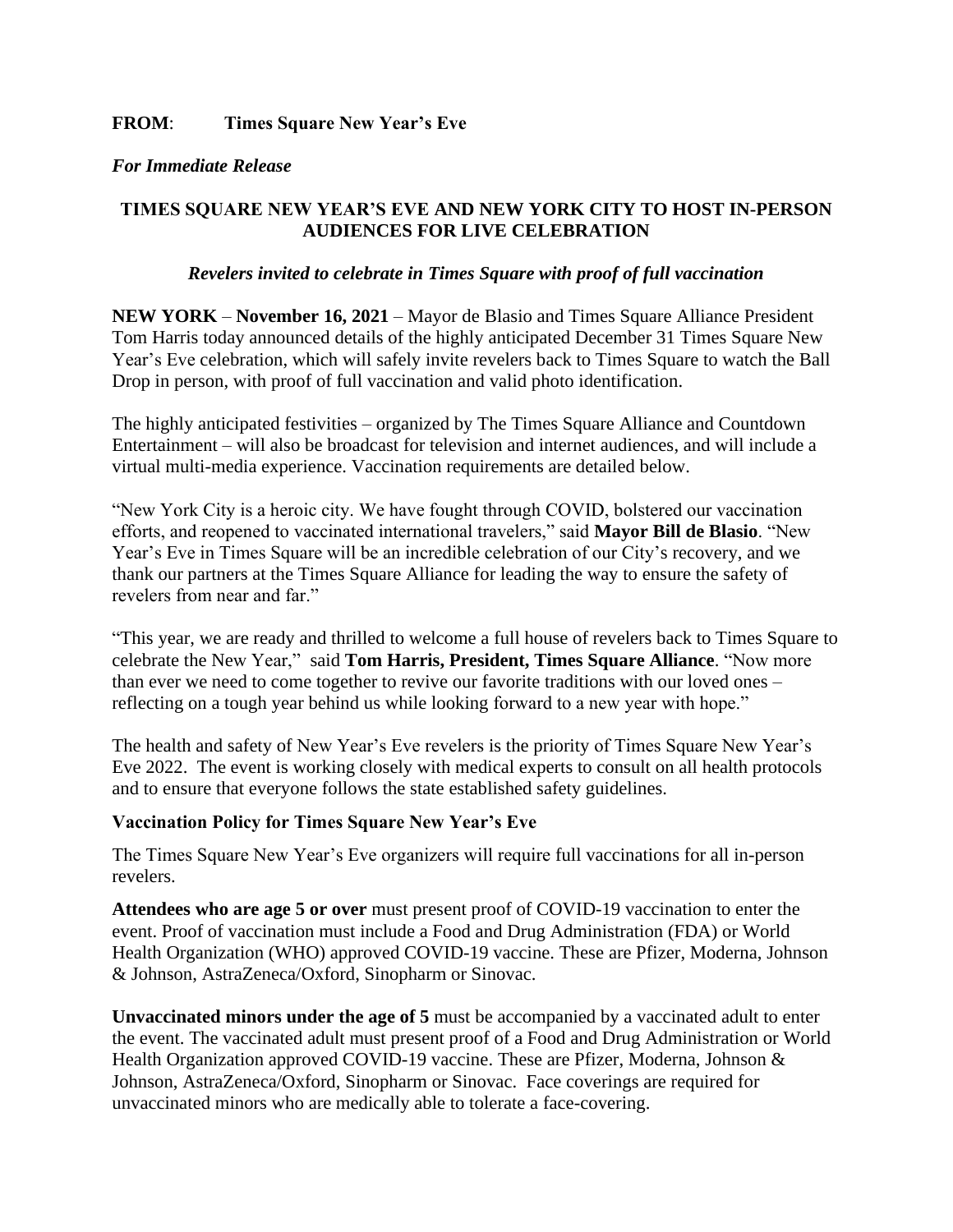**FROM**: **Times Square New Year's Eve**

***For Immediate Release***

# TIMES SQUARE NEW YEAR'S EVE AND NEW YORK CITY TO HOST IN-PERSON AUDIENCES FOR LIVE CELEBRATION

***Revelers invited to celebrate in Times Square with proof of full vaccination***

**NEW YORK** – **November 16, 2021** – Mayor de Blasio and Times Square Alliance President Tom Harris today announced details of the highly anticipated December 31 Times Square New Year's Eve celebration, which will safely invite revelers back to Times Square to watch the Ball Drop in person, with proof of full vaccination and valid photo identification.

The highly anticipated festivities – organized by The Times Square Alliance and Countdown Entertainment – will also be broadcast for television and internet audiences, and will include a virtual multi-media experience. Vaccination requirements are detailed below.

"New York City is a heroic city. We have fought through COVID, bolstered our vaccination efforts, and reopened to vaccinated international travelers," said **Mayor Bill de Blasio**. "New Year's Eve in Times Square will be an incredible celebration of our City's recovery, and we thank our partners at the Times Square Alliance for leading the way to ensure the safety of revelers from near and far."

"This year, we are ready and thrilled to welcome a full house of revelers back to Times Square to celebrate the New Year," said **Tom Harris, President, Times Square Alliance**. "Now more than ever we need to come together to revive our favorite traditions with our loved ones – reflecting on a tough year behind us while looking forward to a new year with hope."

The health and safety of New Year's Eve revelers is the priority of Times Square New Year's Eve 2022. The event is working closely with medical experts to consult on all health protocols and to ensure that everyone follows the state established safety guidelines.

## Vaccination Policy for Times Square New Year's Eve

The Times Square New Year's Eve organizers will require full vaccinations for all in-person revelers.

**Attendees who are age 5 or over** must present proof of COVID-19 vaccination to enter the event. Proof of vaccination must include a Food and Drug Administration (FDA) or World Health Organization (WHO) approved COVID-19 vaccine. These are Pfizer, Moderna, Johnson & Johnson, AstraZeneca/Oxford, Sinopharm or Sinovac.

**Unvaccinated minors under the age of 5** must be accompanied by a vaccinated adult to enter the event. The vaccinated adult must present proof of a Food and Drug Administration or World Health Organization approved COVID-19 vaccine. These are Pfizer, Moderna, Johnson & Johnson, AstraZeneca/Oxford, Sinopharm or Sinovac. Face coverings are required for unvaccinated minors who are medically able to tolerate a face-covering.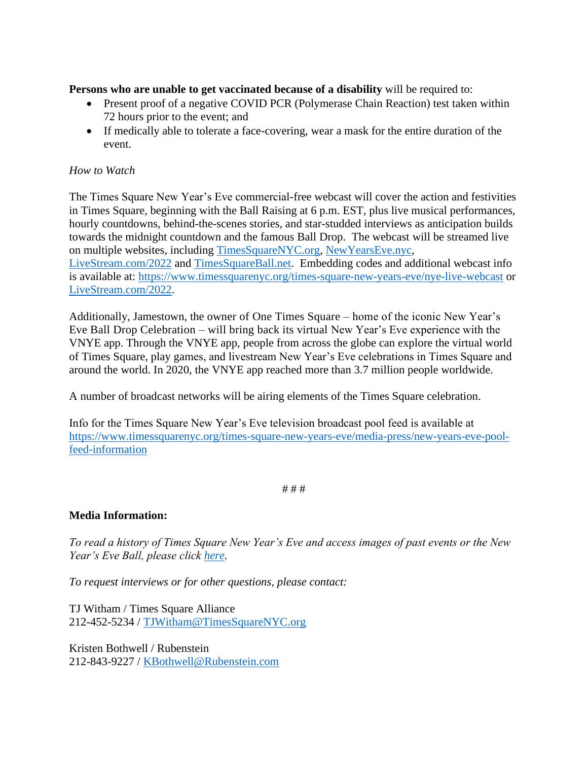**Persons who are unable to get vaccinated because of a disability** will be required to:

- Present proof of a negative COVID PCR (Polymerase Chain Reaction) test taken within 72 hours prior to the event; and
- If medically able to tolerate a face-covering, wear a mask for the entire duration of the event.

*How to Watch*

The Times Square New Year's Eve commercial-free webcast will cover the action and festivities in Times Square, beginning with the Ball Raising at 6 p.m. EST, plus live musical performances, hourly countdowns, behind-the-scenes stories, and star-studded interviews as anticipation builds towards the midnight countdown and the famous Ball Drop. The webcast will be streamed live on multiple websites, including TimesSquareNYC.org, NewYearsEve.nyc, LiveStream.com/2022 and TimesSquareBall.net. Embedding codes and additional webcast info is available at: https://www.timessquarenyc.org/times-square-new-years-eve/nye-live-webcast or LiveStream.com/2022.

Additionally, Jamestown, the owner of One Times Square – home of the iconic New Year's Eve Ball Drop Celebration – will bring back its virtual New Year's Eve experience with the VNYE app. Through the VNYE app, people from across the globe can explore the virtual world of Times Square, play games, and livestream New Year's Eve celebrations in Times Square and around the world. In 2020, the VNYE app reached more than 3.7 million people worldwide.

A number of broadcast networks will be airing elements of the Times Square celebration.

Info for the Times Square New Year's Eve television broadcast pool feed is available at https://www.timessquarenyc.org/times-square-new-years-eve/media-press/new-years-eve-pool-feed-information

# # #

**Media Information:**

*To read a history of Times Square New Year's Eve and access images of past events or the New Year's Eve Ball, please click here.*

*To request interviews or for other questions, please contact:*

TJ Witham / Times Square Alliance
212-452-5234 / TJWitham@TimesSquareNYC.org

Kristen Bothwell / Rubenstein
212-843-9227 / KBothwell@Rubenstein.com